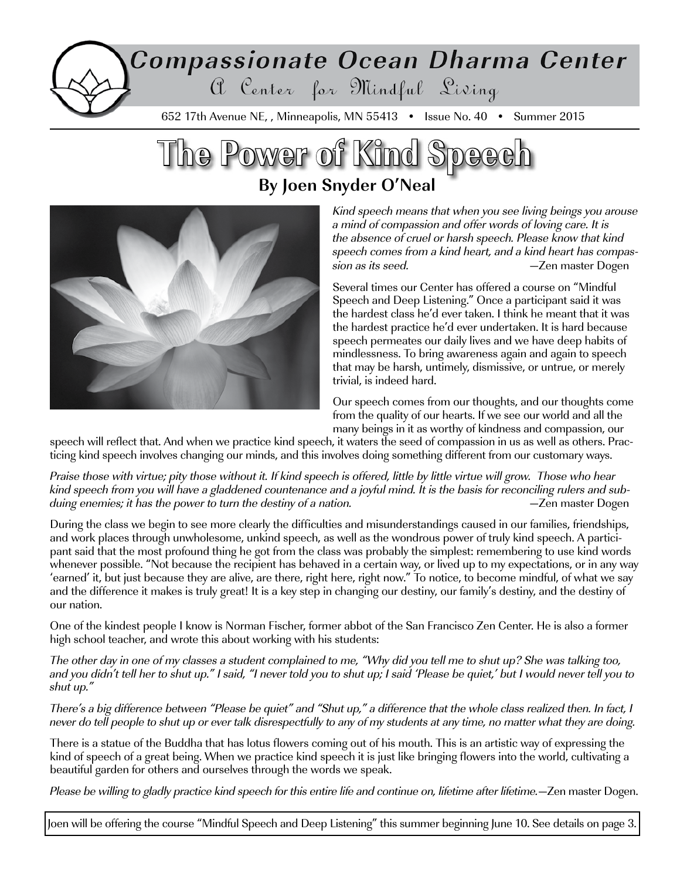# Compassionate Ocean Dharma Center

A Center for Mindful Living

652 17th Avenue NE, , Minneapolis, MN 55413 • Issue No. 40 • Summer 2015

# The Power of Kind Speech

**By Joen Snyder O'Neal**

*Kind speech means that when you see living beings you arouse a mind of compassion and offer words of loving care. It is the absence of cruel or harsh speech. Please know that kind speech comes from a kind heart, and a kind heart has compassion as its seed.* —Zen master Dogen

Several times our Center has offered a course on "Mindful Speech and Deep Listening." Once a participant said it was the hardest class he'd ever taken. I think he meant that it was the hardest practice he'd ever undertaken. It is hard because speech permeates our daily lives and we have deep habits of mindlessness. To bring awareness again and again to speech that may be harsh, untimely, dismissive, or untrue, or merely trivial, is indeed hard.

Our speech comes from our thoughts, and our thoughts come from the quality of our hearts. If we see our world and all the many beings in it as worthy of kindness and compassion, our speech will reflect that. And when we practice kind speech, it waters the seed of compassion in us as well as others. Practicing kind speech involves changing our minds, and this involves doing something different from our customary ways.

*Praise those with virtue; pity those without it. If kind speech is offered, little by little virtue will grow. Those who hear kind speech from you will have a gladdened countenance and a joyful mind. It is the basis for reconciling rulers and subduing enemies; it has the power to turn the destiny of a nation.* —Zen master Dogen

During the class we begin to see more clearly the difficulties and misunderstandings caused in our families, friendships, and work places through unwholesome, unkind speech, as well as the wondrous power of truly kind speech. A participant said that the most profound thing he got from the class was probably the simplest: remembering to use kind words whenever possible. "Not because the recipient has behaved in a certain way, or lived up to my expectations, or in any way 'earned' it, but just because they are alive, are there, right here, right now." To notice, to become mindful, of what we say and the difference it makes is truly great! It is a key step in changing our destiny, our family's destiny, and the destiny of our nation.

One of the kindest people I know is Norman Fischer, former abbot of the San Francisco Zen Center. He is also a former high school teacher, and wrote this about working with his students:

*The other day in one of my classes a student complained to me, "Why did you tell me to shut up? She was talking too, and you didn't tell her to shut up." I said, "I never told you to shut up; I said 'Please be quiet,' but I would never tell you to shut up."*

*There's a big difference between "Please be quiet" and "Shut up," a difference that the whole class realized then. In fact, I never do tell people to shut up or ever talk disrespectfully to any of my students at any time, no matter what they are doing.*

There is a statue of the Buddha that has lotus flowers coming out of his mouth. This is an artistic way of expressing the kind of speech of a great being. When we practice kind speech it is just like bringing flowers into the world, cultivating a beautiful garden for others and ourselves through the words we speak.

*Please be willing to gladly practice kind speech for this entire life and continue on, lifetime after lifetime.*—Zen master Dogen.

Joen will be offering the course "Mindful Speech and Deep Listening" this summer beginning June 10. See details on page 3.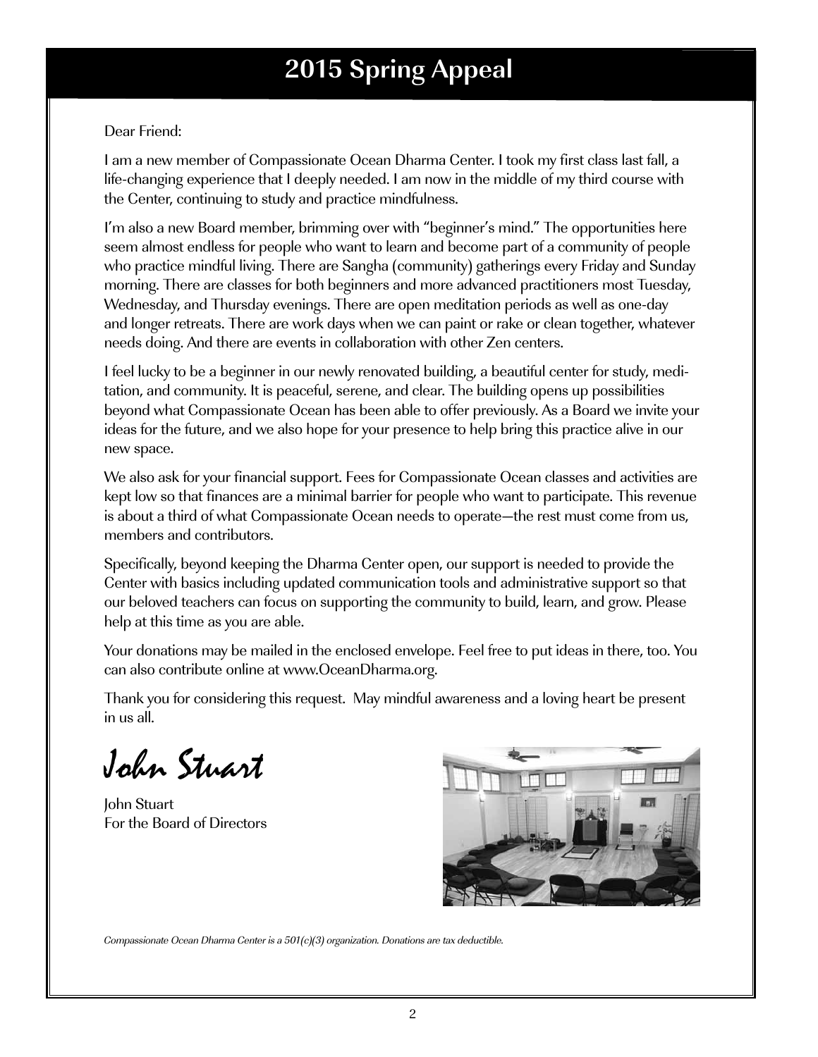# 2015 Spring Appeal

Dear Friend:

I am a new member of Compassionate Ocean Dharma Center. I took my first class last fall, a life-changing experience that I deeply needed. I am now in the middle of my third course with the Center, continuing to study and practice mindfulness.

I'm also a new Board member, brimming over with "beginner's mind." The opportunities here seem almost endless for people who want to learn and become part of a community of people who practice mindful living. There are Sangha (community) gatherings every Friday and Sunday morning. There are classes for both beginners and more advanced practitioners most Tuesday, Wednesday, and Thursday evenings. There are open meditation periods as well as one-day and longer retreats. There are work days when we can paint or rake or clean together, whatever needs doing. And there are events in collaboration with other Zen centers.

I feel lucky to be a beginner in our newly renovated building, a beautiful center for study, meditation, and community. It is peaceful, serene, and clear. The building opens up possibilities beyond what Compassionate Ocean has been able to offer previously. As a Board we invite your ideas for the future, and we also hope for your presence to help bring this practice alive in our new space.

We also ask for your financial support. Fees for Compassionate Ocean classes and activities are kept low so that finances are a minimal barrier for people who want to participate. This revenue is about a third of what Compassionate Ocean needs to operate—the rest must come from us, members and contributors.

Specifically, beyond keeping the Dharma Center open, our support is needed to provide the Center with basics including updated communication tools and administrative support so that our beloved teachers can focus on supporting the community to build, learn, and grow. Please help at this time as you are able.

Your donations may be mailed in the enclosed envelope. Feel free to put ideas in there, too. You can also contribute online at www.OceanDharma.org.

Thank you for considering this request. May mindful awareness and a loving heart be present in us all.

*John Stuart*

John Stuart
For the Board of Directors

*Compassionate Ocean Dharma Center is a 501(c)(3) organization. Donations are tax deductible.*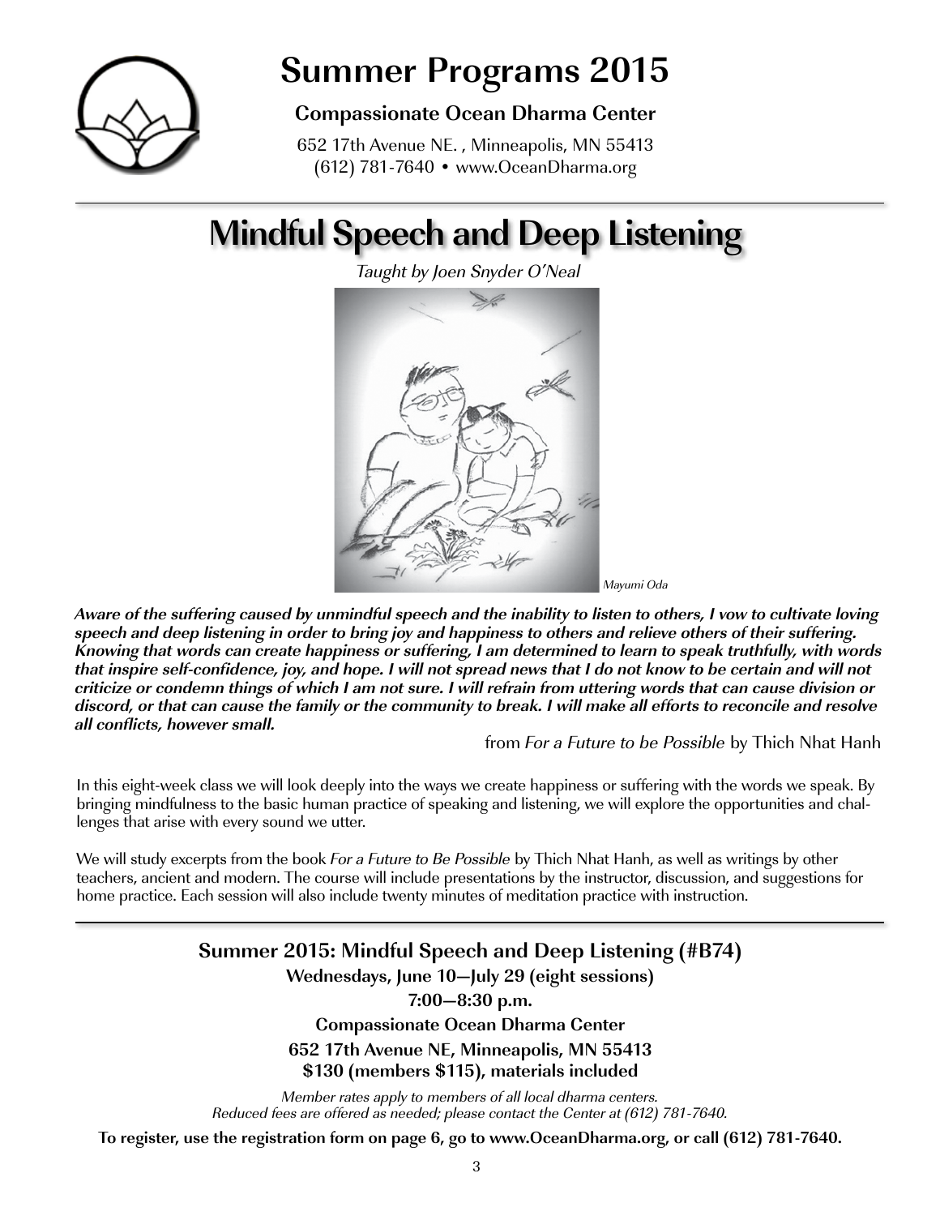# Summer Programs 2015

**Compassionate Ocean Dharma Center**

652 17th Avenue NE. , Minneapolis, MN 55413
(612) 781-7640 • www.OceanDharma.org

## Mindful Speech and Deep Listening

*Taught by Joen Snyder O'Neal*

*Mayumi Oda*

***Aware of the suffering caused by unmindful speech and the inability to listen to others, I vow to cultivate loving speech and deep listening in order to bring joy and happiness to others and relieve others of their suffering. Knowing that words can create happiness or suffering, I am determined to learn to speak truthfully, with words that inspire self-confidence, joy, and hope. I will not spread news that I do not know to be certain and will not criticize or condemn things of which I am not sure. I will refrain from uttering words that can cause division or discord, or that can cause the family or the community to break. I will make all efforts to reconcile and resolve all conflicts, however small.***

from *For a Future to be Possible* by Thich Nhat Hanh

In this eight-week class we will look deeply into the ways we create happiness or suffering with the words we speak. By bringing mindfulness to the basic human practice of speaking and listening, we will explore the opportunities and challenges that arise with every sound we utter.

We will study excerpts from the book *For a Future to Be Possible* by Thich Nhat Hanh, as well as writings by other teachers, ancient and modern. The course will include presentations by the instructor, discussion, and suggestions for home practice. Each session will also include twenty minutes of meditation practice with instruction.

**Summer 2015: Mindful Speech and Deep Listening (#B74)**

**Wednesdays, June 10—July 29 (eight sessions)**

**7:00—8:30 p.m.**

**Compassionate Ocean Dharma Center**

**652 17th Avenue NE, Minneapolis, MN 55413**

**$130 (members $115), materials included**

*Member rates apply to members of all local dharma centers.*
*Reduced fees are offered as needed; please contact the Center at (612) 781-7640.*

**To register, use the registration form on page 6, go to www.OceanDharma.org, or call (612) 781-7640.**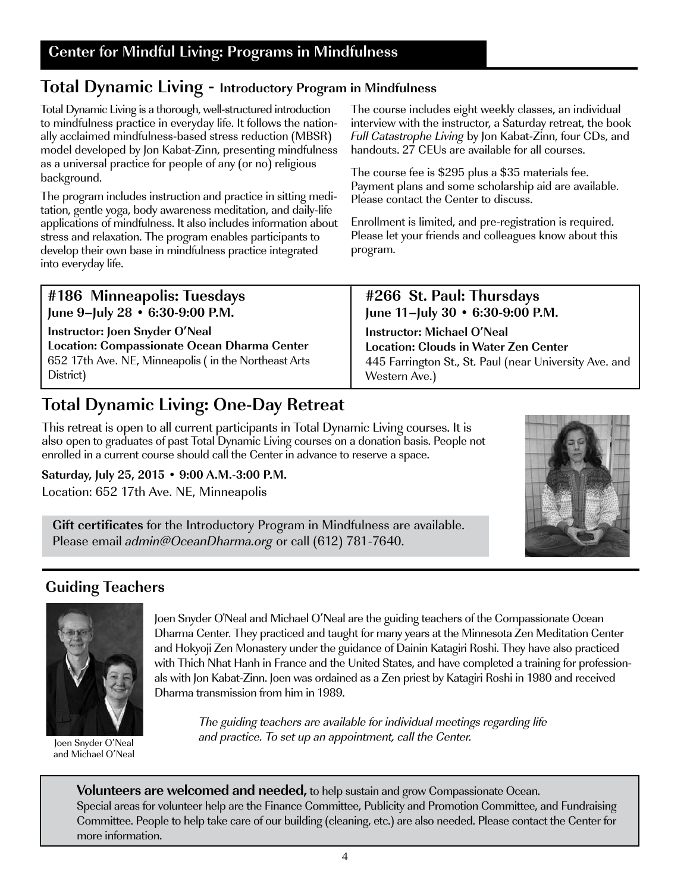## Center for Mindful Living: Programs in Mindfulness

## Total Dynamic Living - Introductory Program in Mindfulness

Total Dynamic Living is a thorough, well-structured introduction to mindfulness practice in everyday life. It follows the nationally acclaimed mindfulness-based stress reduction (MBSR) model developed by Jon Kabat-Zinn, presenting mindfulness as a universal practice for people of any (or no) religious background.

The program includes instruction and practice in sitting meditation, gentle yoga, body awareness meditation, and daily-life applications of mindfulness. It also includes information about stress and relaxation. The program enables participants to develop their own base in mindfulness practice integrated into everyday life.

The course includes eight weekly classes, an individual interview with the instructor, a Saturday retreat, the book *Full Catastrophe Living* by Jon Kabat-Zinn, four CDs, and handouts. 27 CEUs are available for all courses.

The course fee is $295 plus a $35 materials fee. Payment plans and some scholarship aid are available. Please contact the Center to discuss.

Enrollment is limited, and pre-registration is required. Please let your friends and colleagues know about this program.

**#186 Minneapolis: Tuesdays**
**June 9–July 28 • 6:30-9:00 P.M.**
**Instructor: Joen Snyder O'Neal**
**Location: Compassionate Ocean Dharma Center**
652 17th Ave. NE, Minneapolis ( in the Northeast Arts District)

**#266 St. Paul: Thursdays**
**June 11–July 30 • 6:30-9:00 P.M.**
**Instructor: Michael O'Neal**
**Location: Clouds in Water Zen Center**
445 Farrington St., St. Paul (near University Ave. and Western Ave.)

## Total Dynamic Living: One-Day Retreat

This retreat is open to all current participants in Total Dynamic Living courses. It is also open to graduates of past Total Dynamic Living courses on a donation basis. People not enrolled in a current course should call the Center in advance to reserve a space.

**Saturday, July 25, 2015 • 9:00 A.M.-3:00 P.M.**
Location: 652 17th Ave. NE, Minneapolis

**Gift certificates** for the Introductory Program in Mindfulness are available. Please email *admin@OceanDharma.org* or call (612) 781-7640.

## Guiding Teachers

Joen Snyder O'Neal and Michael O'Neal

Joen Snyder O'Neal and Michael O'Neal are the guiding teachers of the Compassionate Ocean Dharma Center. They practiced and taught for many years at the Minnesota Zen Meditation Center and Hokyoji Zen Monastery under the guidance of Dainin Katagiri Roshi. They have also practiced with Thich Nhat Hanh in France and the United States, and have completed a training for professionals with Jon Kabat-Zinn. Joen was ordained as a Zen priest by Katagiri Roshi in 1980 and received Dharma transmission from him in 1989.

*The guiding teachers are available for individual meetings regarding life and practice. To set up an appointment, call the Center.*

**Volunteers are welcomed and needed,** to help sustain and grow Compassionate Ocean. Special areas for volunteer help are the Finance Committee, Publicity and Promotion Committee, and Fundraising Committee. People to help take care of our building (cleaning, etc.) are also needed. Please contact the Center for more information.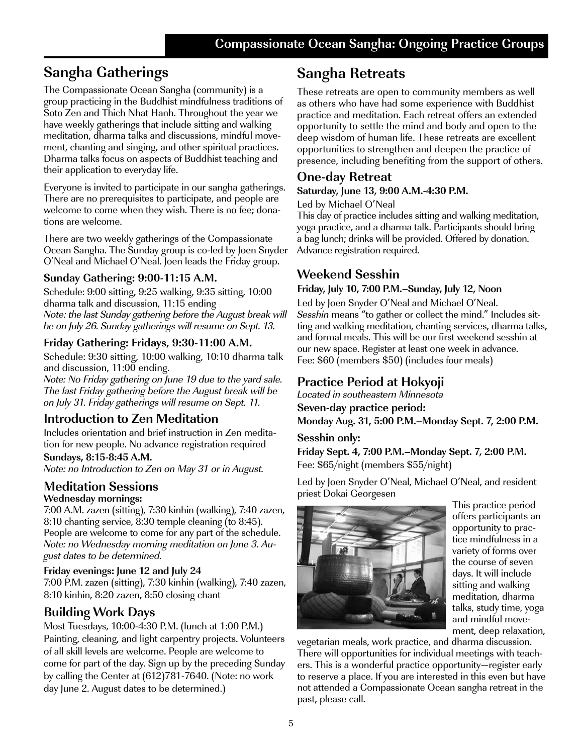# Compassionate Ocean Sangha: Ongoing Practice Groups

## Sangha Gatherings

The Compassionate Ocean Sangha (community) is a group practicing in the Buddhist mindfulness traditions of Soto Zen and Thich Nhat Hanh. Throughout the year we have weekly gatherings that include sitting and walking meditation, dharma talks and discussions, mindful movement, chanting and singing, and other spiritual practices. Dharma talks focus on aspects of Buddhist teaching and their application to everyday life.

Everyone is invited to participate in our sangha gatherings. There are no prerequisites to participate, and people are welcome to come when they wish. There is no fee; donations are welcome.

There are two weekly gatherings of the Compassionate Ocean Sangha. The Sunday group is co-led by Joen Snyder O'Neal and Michael O'Neal. Joen leads the Friday group.

#### Sunday Gathering: 9:00-11:15 A.M.

Schedule: 9:00 sitting, 9:25 walking, 9:35 sitting, 10:00 dharma talk and discussion, 11:15 ending
*Note: the last Sunday gathering before the August break will be on July 26. Sunday gatherings will resume on Sept. 13.*

#### Friday Gathering: Fridays, 9:30-11:00 A.M.

Schedule: 9:30 sitting, 10:00 walking, 10:10 dharma talk and discussion, 11:00 ending.
*Note: No Friday gathering on June 19 due to the yard sale. The last Friday gathering before the August break will be on July 31. Friday gatherings will resume on Sept. 11.*

### Introduction to Zen Meditation

Includes orientation and brief instruction in Zen meditation for new people. No advance registration required
**Sundays, 8:15-8:45 A.M.**
*Note: no Introduction to Zen on May 31 or in August.*

### Meditation Sessions

**Wednesday mornings:**
7:00 A.M. zazen (sitting), 7:30 kinhin (walking), 7:40 zazen, 8:10 chanting service, 8:30 temple cleaning (to 8:45). People are welcome to come for any part of the schedule. *Note: no Wednesday morning meditation on June 3. August dates to be determined.*

**Friday evenings: June 12 and July 24**
7:00 P.M. zazen (sitting), 7:30 kinhin (walking), 7:40 zazen, 8:10 kinhin, 8:20 zazen, 8:50 closing chant

### Building Work Days

Most Tuesdays, 10:00-4:30 P.M. (lunch at 1:00 P.M.) Painting, cleaning, and light carpentry projects. Volunteers of all skill levels are welcome. People are welcome to come for part of the day. Sign up by the preceding Sunday by calling the Center at (612)781-7640. (Note: no work day June 2. August dates to be determined.)

## Sangha Retreats

These retreats are open to community members as well as others who have had some experience with Buddhist practice and meditation. Each retreat offers an extended opportunity to settle the mind and body and open to the deep wisdom of human life. These retreats are excellent opportunities to strengthen and deepen the practice of presence, including benefiting from the support of others.

### One-day Retreat

**Saturday, June 13, 9:00 A.M.-4:30 P.M.**

Led by Michael O'Neal
This day of practice includes sitting and walking meditation, yoga practice, and a dharma talk. Participants should bring a bag lunch; drinks will be provided. Offered by donation. Advance registration required.

### Weekend Sesshin

**Friday, July 10, 7:00 P.M.–Sunday, July 12, Noon**

Led by Joen Snyder O'Neal and Michael O'Neal. *Sesshin* means "to gather or collect the mind." Includes sitting and walking meditation, chanting services, dharma talks, and formal meals. This will be our first weekend sesshin at our new space. Register at least one week in advance.
Fee: $60 (members $50) (includes four meals)

### Practice Period at Hokyoji

*Located in southeastern Minnesota*

**Seven-day practice period:**
**Monday Aug. 31, 5:00 P.M.–Monday Sept. 7, 2:00 P.M.**

**Sesshin only:**
**Friday Sept. 4, 7:00 P.M.–Monday Sept. 7, 2:00 P.M.**
Fee: $65/night (members $55/night)

Led by Joen Snyder O'Neal, Michael O'Neal, and resident priest Dokai Georgesen

This practice period offers participants an opportunity to practice mindfulness in a variety of forms over the course of seven days. It will include sitting and walking meditation, dharma talks, study time, yoga and mindful movement, deep relaxation, vegetarian meals, work practice, and dharma discussion. There will opportunities for individual meetings with teachers. This is a wonderful practice opportunity—register early to reserve a place. If you are interested in this even but have not attended a Compassionate Ocean sangha retreat in the past, please call.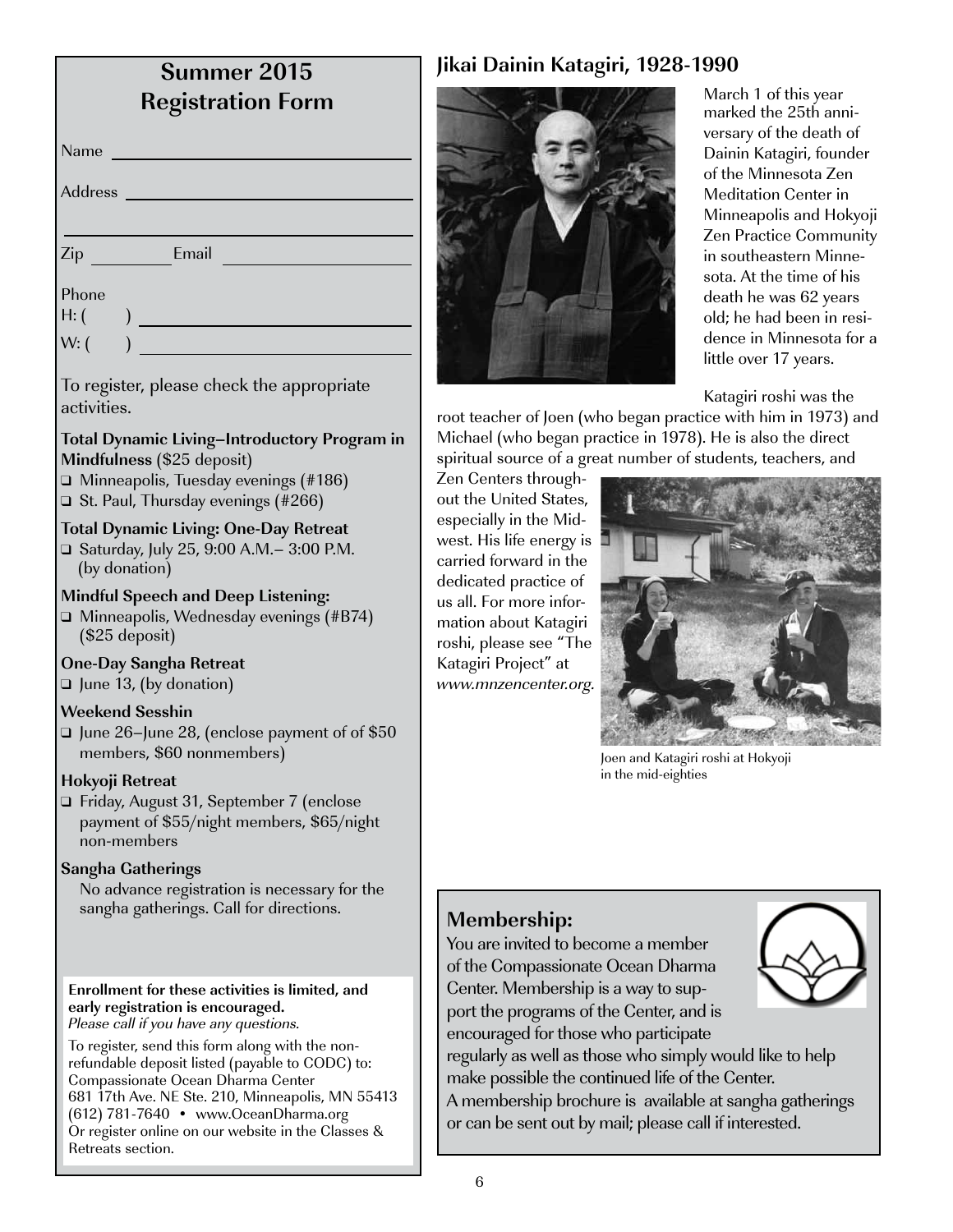## Summer 2015 Registration Form

Name ______________________________

Address ______________________________

______________________________

Zip __________ Email ______________________________

Phone

H: ( ) ______________________________

W: ( ) ______________________________

To register, please check the appropriate activities.

**Total Dynamic Living–Introductory Program in Mindfulness** ($25 deposit)

- ❑ Minneapolis, Tuesday evenings (#186)
- ❑ St. Paul, Thursday evenings (#266)

**Total Dynamic Living: One-Day Retreat**

- ❑ Saturday, July 25, 9:00 A.M.– 3:00 P.M. (by donation)

**Mindful Speech and Deep Listening:**

- ❑ Minneapolis, Wednesday evenings (#B74) ($25 deposit)

**One-Day Sangha Retreat**

- ❑ June 13, (by donation)

**Weekend Sesshin**

- ❑ June 26–June 28, (enclose payment of of $50 members, $60 nonmembers)

**Hokyoji Retreat**

- ❑ Friday, August 31, September 7 (enclose payment of $55/night members, $65/night non-members

**Sangha Gatherings**

No advance registration is necessary for the sangha gatherings. Call for directions.

**Enrollment for these activities is limited, and early registration is encouraged.**
*Please call if you have any questions.*

To register, send this form along with the non-refundable deposit listed (payable to CODC) to:
Compassionate Ocean Dharma Center
681 17th Ave. NE Ste. 210, Minneapolis, MN 55413
(612) 781-7640 • www.OceanDharma.org
Or register online on our website in the Classes & Retreats section.

## Jikai Dainin Katagiri, 1928-1990

March 1 of this year marked the 25th anniversary of the death of Dainin Katagiri, founder of the Minnesota Zen Meditation Center in Minneapolis and Hokyoji Zen Practice Community in southeastern Minnesota. At the time of his death he was 62 years old; he had been in residence in Minnesota for a little over 17 years.

Katagiri roshi was the root teacher of Joen (who began practice with him in 1973) and Michael (who began practice in 1978). He is also the direct spiritual source of a great number of students, teachers, and Zen Centers throughout the United States, especially in the Midwest. His life energy is carried forward in the dedicated practice of us all. For more information about Katagiri roshi, please see "The Katagiri Project" at *www.mnzencenter.org.*

Joen and Katagiri roshi at Hokyoji in the mid-eighties

## Membership:

You are invited to become a member of the Compassionate Ocean Dharma Center. Membership is a way to support the programs of the Center, and is encouraged for those who participate regularly as well as those who simply would like to help make possible the continued life of the Center.
A membership brochure is available at sangha gatherings or can be sent out by mail; please call if interested.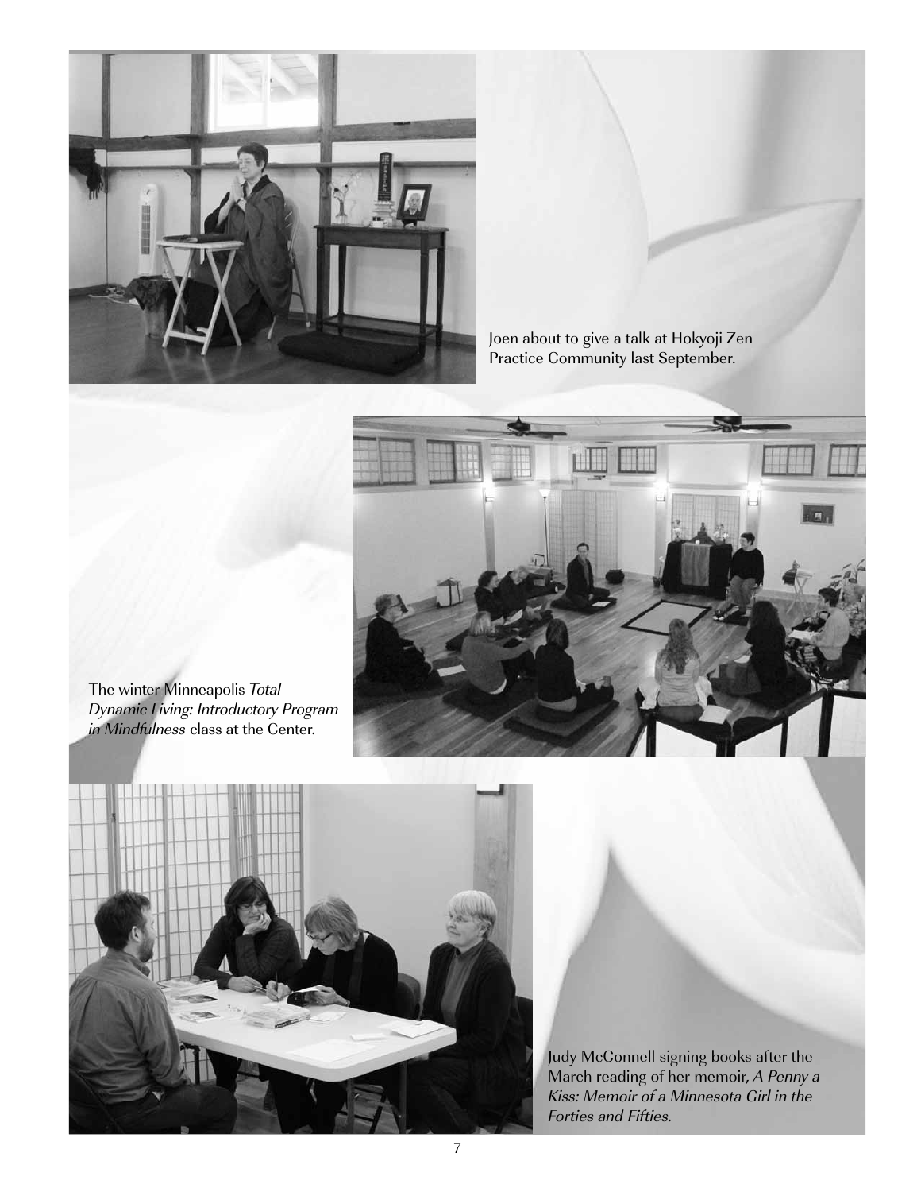Joen about to give a talk at Hokyoji Zen Practice Community last September.

The winter Minneapolis *Total Dynamic Living: Introductory Program in Mindfulness* class at the Center.

Judy McConnell signing books after the March reading of her memoir, *A Penny a Kiss: Memoir of a Minnesota Girl in the Forties and Fifties.*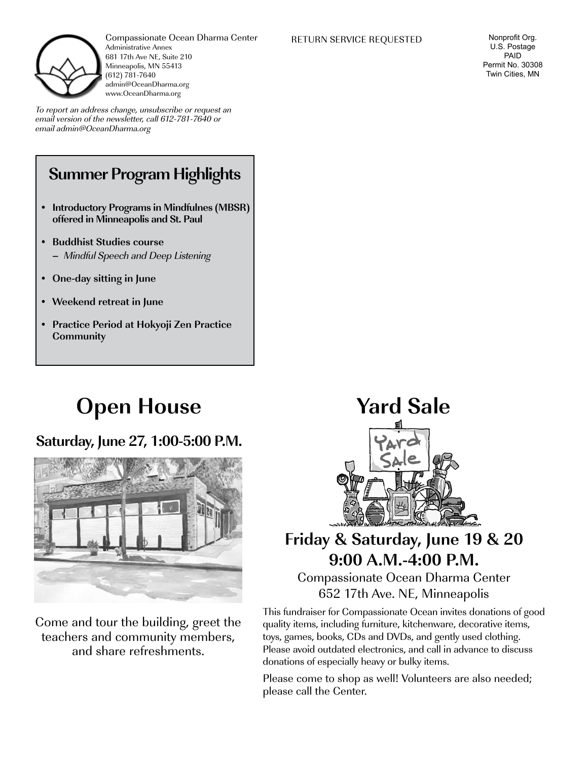Compassionate Ocean Dharma Center
Administrative Annex
681 17th Ave NE, Suite 210
Minneapolis, MN 55413
(612) 781-7640
admin@OceanDharma.org
www.OceanDharma.org

RETURN SERVICE REQUESTED

Nonprofit Org.
U.S. Postage
PAID
Permit No. 30308
Twin Cities, MN

*To report an address change, unsubscribe or request an email version of the newsletter, call 612-781-7640 or email admin@OceanDharma.org*

## Summer Program Highlights

- **Introductory Programs in Mindfulnes (MBSR) offered in Minneapolis and St. Paul**
- **Buddhist Studies course**
  – *Mindful Speech and Deep Listening*
- **One-day sitting in June**
- **Weekend retreat in June**
- **Practice Period at Hokyoji Zen Practice Community**

# Open House

### Saturday, June 27, 1:00-5:00 P.M.

Come and tour the building, greet the teachers and community members, and share refreshments.

# Yard Sale

### Friday & Saturday, June 19 & 20
### 9:00 A.M.-4:00 P.M.

Compassionate Ocean Dharma Center
652 17th Ave. NE, Minneapolis

This fundraiser for Compassionate Ocean invites donations of good quality items, including furniture, kitchenware, decorative items, toys, games, books, CDs and DVDs, and gently used clothing. Please avoid outdated electronics, and call in advance to discuss donations of especially heavy or bulky items.

Please come to shop as well! Volunteers are also needed; please call the Center.